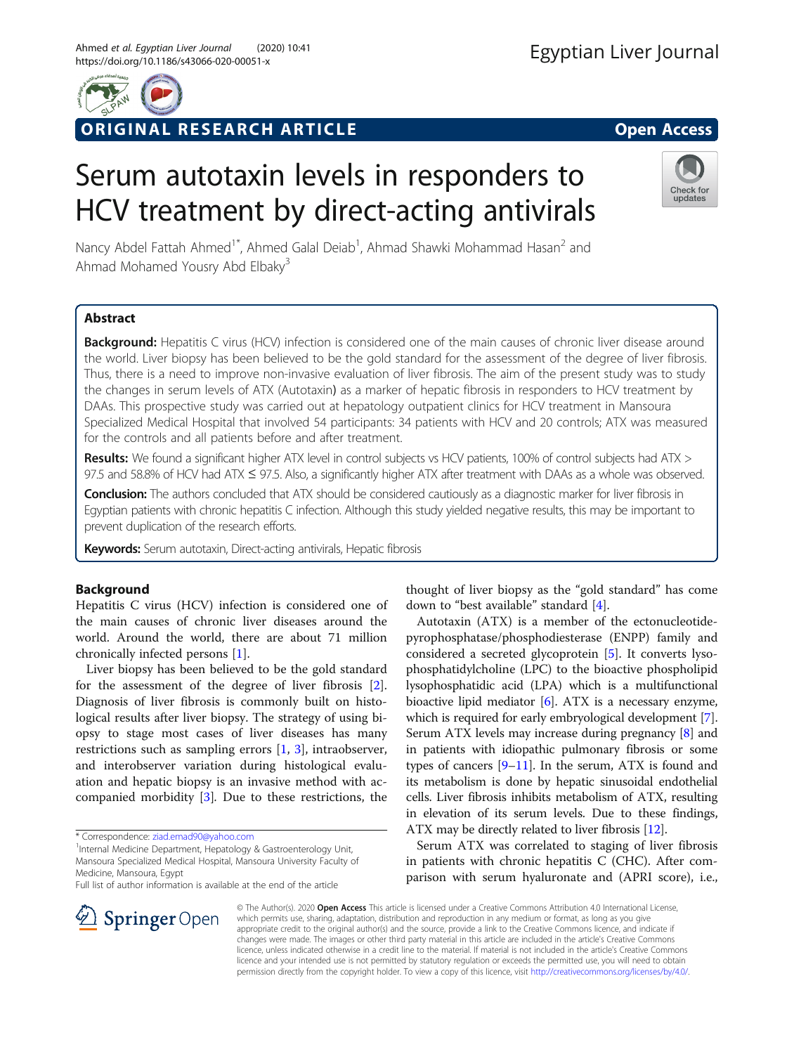# Serum autotaxin levels in responders to HCV treatment by direct-acting antivirals

Nancy Abdel Fattah Ahmed[1*], Ahmed Galal Deiab[1], Ahmad Shawki Mohammad Hasan[2] and Ahmad Mohamed Yousry Abd Elbaky[3]

## Abstract

**Background:** Hepatitis C virus (HCV) infection is considered one of the main causes of chronic liver disease around the world. Liver biopsy has been believed to be the gold standard for the assessment of the degree of liver fibrosis. Thus, there is a need to improve non-invasive evaluation of liver fibrosis. The aim of the present study was to study the changes in serum levels of ATX (Autotaxin) as a marker of hepatic fibrosis in responders to HCV treatment by DAAs. This prospective study was carried out at hepatology outpatient clinics for HCV treatment in Mansoura Specialized Medical Hospital that involved 54 participants: 34 patients with HCV and 20 controls; ATX was measured for the controls and all patients before and after treatment.

**Results:** We found a significant higher ATX level in control subjects vs HCV patients, 100% of control subjects had ATX > 97.5 and 58.8% of HCV had ATX ≤ 97.5. Also, a significantly higher ATX after treatment with DAAs as a whole was observed.

**Conclusion:** The authors concluded that ATX should be considered cautiously as a diagnostic marker for liver fibrosis in Egyptian patients with chronic hepatitis C infection. Although this study yielded negative results, this may be important to prevent duplication of the research efforts.

**Keywords:** Serum autotaxin, Direct-acting antivirals, Hepatic fibrosis

## Background

Hepatitis C virus (HCV) infection is considered one of the main causes of chronic liver diseases around the world. Around the world, there are about 71 million chronically infected persons [1].

Liver biopsy has been believed to be the gold standard for the assessment of the degree of liver fibrosis [2]. Diagnosis of liver fibrosis is commonly built on histological results after liver biopsy. The strategy of using biopsy to stage most cases of liver diseases has many restrictions such as sampling errors [1, 3], intraobserver, and interobserver variation during histological evaluation and hepatic biopsy is an invasive method with accompanied morbidity [3]. Due to these restrictions, the thought of liver biopsy as the "gold standard" has come down to "best available" standard [4].

Autotaxin (ATX) is a member of the ectonucleotide-pyrophosphatase/phosphodiesterase (ENPP) family and considered a secreted glycoprotein [5]. It converts lysophosphatidylcholine (LPC) to the bioactive phospholipid lysophosphatidic acid (LPA) which is a multifunctional bioactive lipid mediator [6]. ATX is a necessary enzyme, which is required for early embryological development [7]. Serum ATX levels may increase during pregnancy [8] and in patients with idiopathic pulmonary fibrosis or some types of cancers [9–11]. In the serum, ATX is found and its metabolism is done by hepatic sinusoidal endothelial cells. Liver fibrosis inhibits metabolism of ATX, resulting in elevation of its serum levels. Due to these findings, ATX may be directly related to liver fibrosis [12].

Serum ATX was correlated to staging of liver fibrosis in patients with chronic hepatitis C (CHC). After comparison with serum hyaluronate and (APRI score), i.e.,

* Correspondence: ziad.emad90@yahoo.com

[1]Internal Medicine Department, Hepatology & Gastroenterology Unit, Mansoura Specialized Medical Hospital, Mansoura University Faculty of Medicine, Mansoura, Egypt

Full list of author information is available at the end of the article

© The Author(s). 2020 **Open Access** This article is licensed under a Creative Commons Attribution 4.0 International License, which permits use, sharing, adaptation, distribution and reproduction in any medium or format, as long as you give appropriate credit to the original author(s) and the source, provide a link to the Creative Commons licence, and indicate if changes were made. The images or other third party material in this article are included in the article's Creative Commons licence, unless indicated otherwise in a credit line to the material. If material is not included in the article's Creative Commons licence and your intended use is not permitted by statutory regulation or exceeds the permitted use, you will need to obtain permission directly from the copyright holder. To view a copy of this licence, visit http://creativecommons.org/licenses/by/4.0/.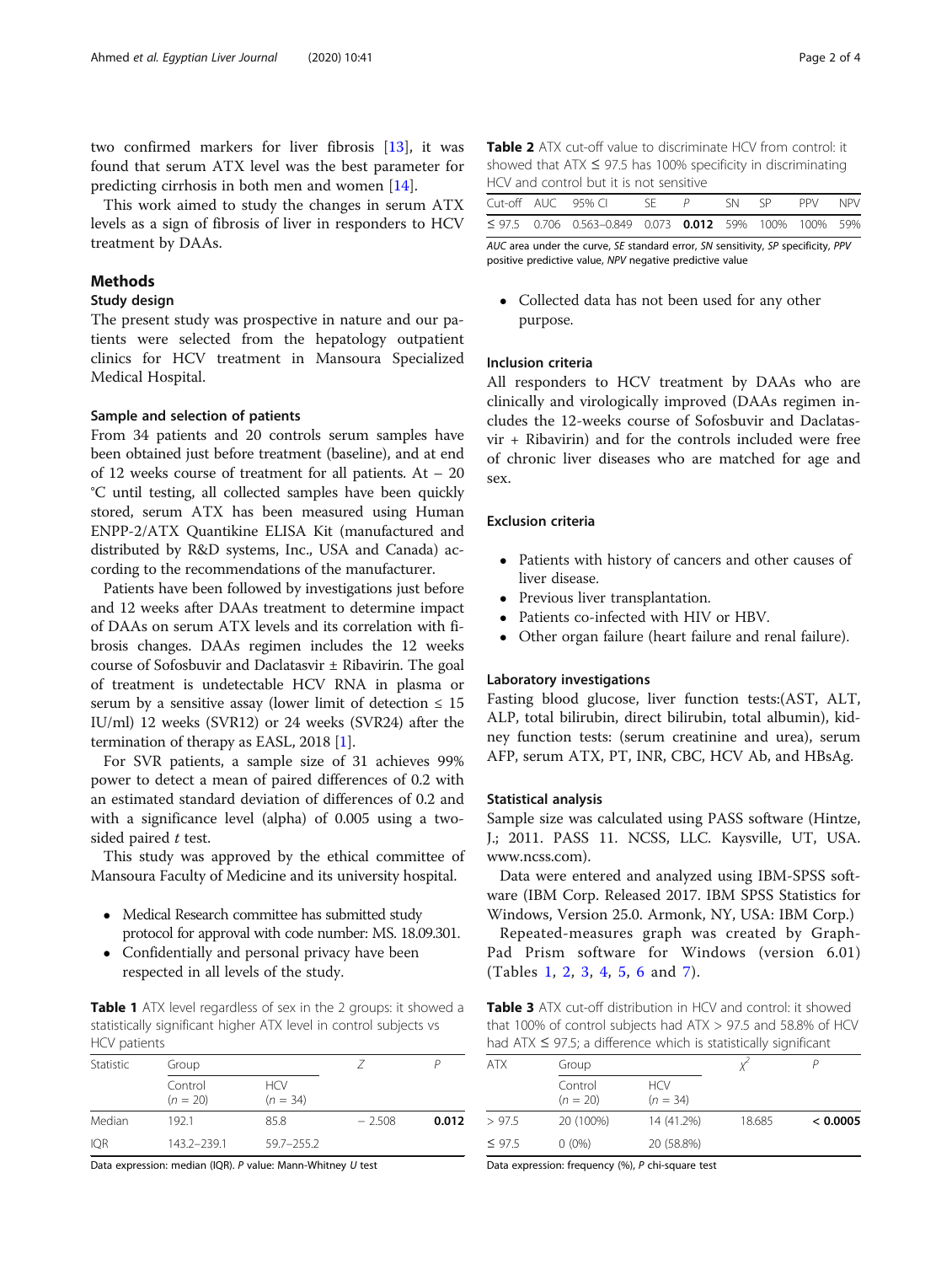two confirmed markers for liver fibrosis [13], it was found that serum ATX level was the best parameter for predicting cirrhosis in both men and women [14].

This work aimed to study the changes in serum ATX levels as a sign of fibrosis of liver in responders to HCV treatment by DAAs.

## Methods

### Study design

The present study was prospective in nature and our patients were selected from the hepatology outpatient clinics for HCV treatment in Mansoura Specialized Medical Hospital.

#### Sample and selection of patients

From 34 patients and 20 controls serum samples have been obtained just before treatment (baseline), and at end of 12 weeks course of treatment for all patients. At − 20 °C until testing, all collected samples have been quickly stored, serum ATX has been measured using Human ENPP-2/ATX Quantikine ELISA Kit (manufactured and distributed by R&D systems, Inc., USA and Canada) according to the recommendations of the manufacturer.

Patients have been followed by investigations just before and 12 weeks after DAAs treatment to determine impact of DAAs on serum ATX levels and its correlation with fibrosis changes. DAAs regimen includes the 12 weeks course of Sofosbuvir and Daclatasvir ± Ribavirin. The goal of treatment is undetectable HCV RNA in plasma or serum by a sensitive assay (lower limit of detection ≤ 15 IU/ml) 12 weeks (SVR12) or 24 weeks (SVR24) after the termination of therapy as EASL, 2018 [1].

For SVR patients, a sample size of 31 achieves 99% power to detect a mean of paired differences of 0.2 with an estimated standard deviation of differences of 0.2 and with a significance level (alpha) of 0.005 using a two-sided paired *t* test.

This study was approved by the ethical committee of Mansoura Faculty of Medicine and its university hospital.

- Medical Research committee has submitted study protocol for approval with code number: MS. 18.09.301.
- Confidentially and personal privacy have been respected in all levels of the study.

**Table 1** ATX level regardless of sex in the 2 groups: it showed a statistically significant higher ATX level in control subjects vs HCV patients

| Statistic | Group | | *Z* | *P* |
|---|---|---|---|---|
| | Control (*n* = 20) | HCV (*n* = 34) | | |
| Median | 192.1 | 85.8 | − 2.508 | **0.012** |
| IQR | 143.2–239.1 | 59.7–255.2 | | |

Data expression: median (IQR). *P* value: Mann-Whitney *U* test

**Table 2** ATX cut-off value to discriminate HCV from control: it showed that ATX ≤ 97.5 has 100% specificity in discriminating HCV and control but it is not sensitive

| Cut-off | AUC | 95% CI | SE | *P* | SN | SP | PPV | NPV |
|---|---|---|---|---|---|---|---|---|
| ≤ 97.5 | 0.706 | 0.563–0.849 | 0.073 | **0.012** | 59% | 100% | 100% | 59% |

*AUC* area under the curve, *SE* standard error, *SN* sensitivity, *SP* specificity, *PPV* positive predictive value, *NPV* negative predictive value

- Collected data has not been used for any other purpose.

#### Inclusion criteria

All responders to HCV treatment by DAAs who are clinically and virologically improved (DAAs regimen includes the 12-weeks course of Sofosbuvir and Daclatasvir + Ribavirin) and for the controls included were free of chronic liver diseases who are matched for age and sex.

#### Exclusion criteria

- Patients with history of cancers and other causes of liver disease.
- Previous liver transplantation.
- Patients co-infected with HIV or HBV.
- Other organ failure (heart failure and renal failure).

#### Laboratory investigations

Fasting blood glucose, liver function tests:(AST, ALT, ALP, total bilirubin, direct bilirubin, total albumin), kidney function tests: (serum creatinine and urea), serum AFP, serum ATX, PT, INR, CBC, HCV Ab, and HBsAg.

#### Statistical analysis

Sample size was calculated using PASS software (Hintze, J.; 2011. PASS 11. NCSS, LLC. Kaysville, UT, USA. www.ncss.com).

Data were entered and analyzed using IBM-SPSS software (IBM Corp. Released 2017. IBM SPSS Statistics for Windows, Version 25.0. Armonk, NY, USA: IBM Corp.)

Repeated-measures graph was created by GraphPad Prism software for Windows (version 6.01) (Tables 1, 2, 3, 4, 5, 6 and 7).

**Table 3** ATX cut-off distribution in HCV and control: it showed that 100% of control subjects had ATX > 97.5 and 58.8% of HCV had ATX ≤ 97.5; a difference which is statistically significant

| ATX | Group | | $\chi^2$ | *P* |
|---|---|---|---|---|
| | Control (*n* = 20) | HCV (*n* = 34) | | |
| > 97.5 | 20 (100%) | 14 (41.2%) | 18.685 | **< 0.0005** |
| ≤ 97.5 | 0 (0%) | 20 (58.8%) | | |

Data expression: frequency (%), *P* chi-square test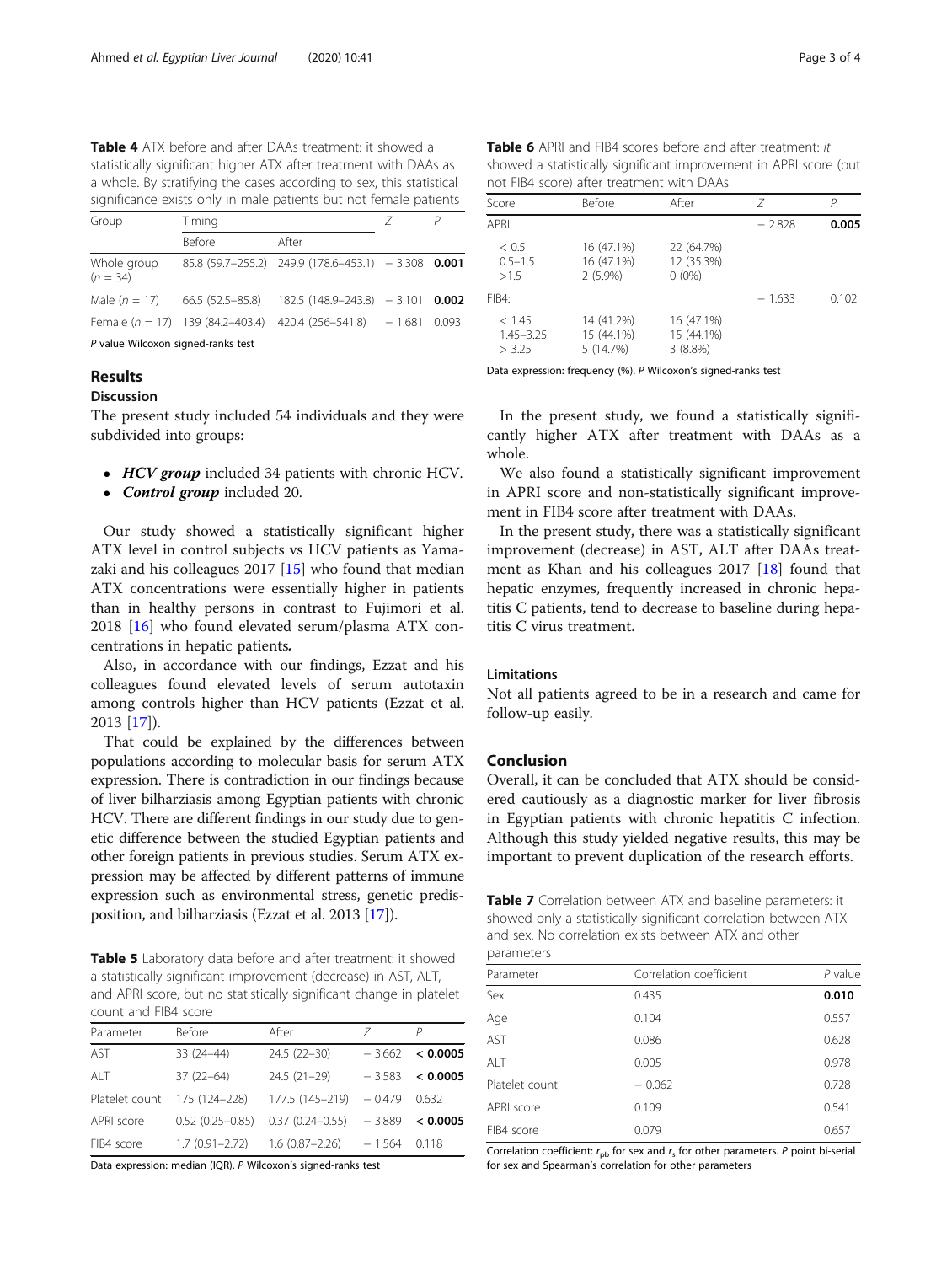**Table 4** ATX before and after DAAs treatment: it showed a statistically significant higher ATX after treatment with DAAs as a whole. By stratifying the cases according to sex, this statistical significance exists only in male patients but not female patients

| Group | Timing | | Z | P |
|---|---|---|---|---|
| | Before | After | | |
| Whole group ($n$ = 34) | 85.8 (59.7–255.2) | 249.9 (178.6–453.1) | − 3.308 | **0.001** |
| Male ($n$ = 17) | 66.5 (52.5–85.8) | 182.5 (148.9–243.8) | − 3.101 | **0.002** |
| Female ($n$ = 17) | 139 (84.2–403.4) | 420.4 (256–541.8) | − 1.681 | 0.093 |

*P* value Wilcoxon signed-ranks test

## Results

### Discussion

The present study included 54 individuals and they were subdivided into groups:

- ***HCV group*** included 34 patients with chronic HCV.
- ***Control group*** included 20.

Our study showed a statistically significant higher ATX level in control subjects vs HCV patients as Yamazaki and his colleagues 2017 [15] who found that median ATX concentrations were essentially higher in patients than in healthy persons in contrast to Fujimori et al. 2018 [16] who found elevated serum/plasma ATX concentrations in hepatic patients**.**

Also, in accordance with our findings, Ezzat and his colleagues found elevated levels of serum autotaxin among controls higher than HCV patients (Ezzat et al. 2013 [17]).

That could be explained by the differences between populations according to molecular basis for serum ATX expression. There is contradiction in our findings because of liver bilharziasis among Egyptian patients with chronic HCV. There are different findings in our study due to genetic difference between the studied Egyptian patients and other foreign patients in previous studies. Serum ATX expression may be affected by different patterns of immune expression such as environmental stress, genetic predisposition, and bilharziasis (Ezzat et al. 2013 [17]).

**Table 5** Laboratory data before and after treatment: it showed a statistically significant improvement (decrease) in AST, ALT, and APRI score, but no statistically significant change in platelet count and FIB4 score

| Parameter | Before | After | Z | P |
|---|---|---|---|---|
| AST | 33 (24–44) | 24.5 (22–30) | − 3.662 | **< 0.0005** |
| ALT | 37 (22–64) | 24.5 (21–29) | − 3.583 | **< 0.0005** |
| Platelet count | 175 (124–228) | 177.5 (145–219) | − 0.479 | 0.632 |
| APRI score | 0.52 (0.25–0.85) | 0.37 (0.24–0.55) | − 3.889 | **< 0.0005** |
| FIB4 score | 1.7 (0.91–2.72) | 1.6 (0.87–2.26) | − 1.564 | 0.118 |

Data expression: median (IQR). *P* Wilcoxon's signed-ranks test

**Table 6** APRI and FIB4 scores before and after treatment: *it* showed a statistically significant improvement in APRI score (but not FIB4 score) after treatment with DAAs

| Score | Before | After | Z | P |
|---|---|---|---|---|
| APRI: | | | − 2.828 | **0.005** |
| < 0.5 | 16 (47.1%) | 22 (64.7%) | | |
| 0.5–1.5 | 16 (47.1%) | 12 (35.3%) | | |
| >1.5 | 2 (5.9%) | 0 (0%) | | |
| FIB4: | | | − 1.633 | 0.102 |
| < 1.45 | 14 (41.2%) | 16 (47.1%) | | |
| 1.45–3.25 | 15 (44.1%) | 15 (44.1%) | | |
| > 3.25 | 5 (14.7%) | 3 (8.8%) | | |

Data expression: frequency (%). *P* Wilcoxon's signed-ranks test

In the present study, we found a statistically significantly higher ATX after treatment with DAAs as a whole.

We also found a statistically significant improvement in APRI score and non-statistically significant improvement in FIB4 score after treatment with DAAs.

In the present study, there was a statistically significant improvement (decrease) in AST, ALT after DAAs treatment as Khan and his colleagues 2017 [18] found that hepatic enzymes, frequently increased in chronic hepatitis C patients, tend to decrease to baseline during hepatitis C virus treatment.

### Limitations

Not all patients agreed to be in a research and came for follow-up easily.

## Conclusion

Overall, it can be concluded that ATX should be considered cautiously as a diagnostic marker for liver fibrosis in Egyptian patients with chronic hepatitis C infection. Although this study yielded negative results, this may be important to prevent duplication of the research efforts.

**Table 7** Correlation between ATX and baseline parameters: it showed only a statistically significant correlation between ATX and sex. No correlation exists between ATX and other parameters

| Parameter | Correlation coefficient | *P* value |
|---|---|---|
| Sex | 0.435 | **0.010** |
| Age | 0.104 | 0.557 |
| AST | 0.086 | 0.628 |
| ALT | 0.005 | 0.978 |
| Platelet count | − 0.062 | 0.728 |
| APRI score | 0.109 | 0.541 |
| FIB4 score | 0.079 | 0.657 |

Correlation coefficient: $r_{pb}$ for sex and $r_s$ for other parameters. *P* point bi-serial for sex and Spearman's correlation for other parameters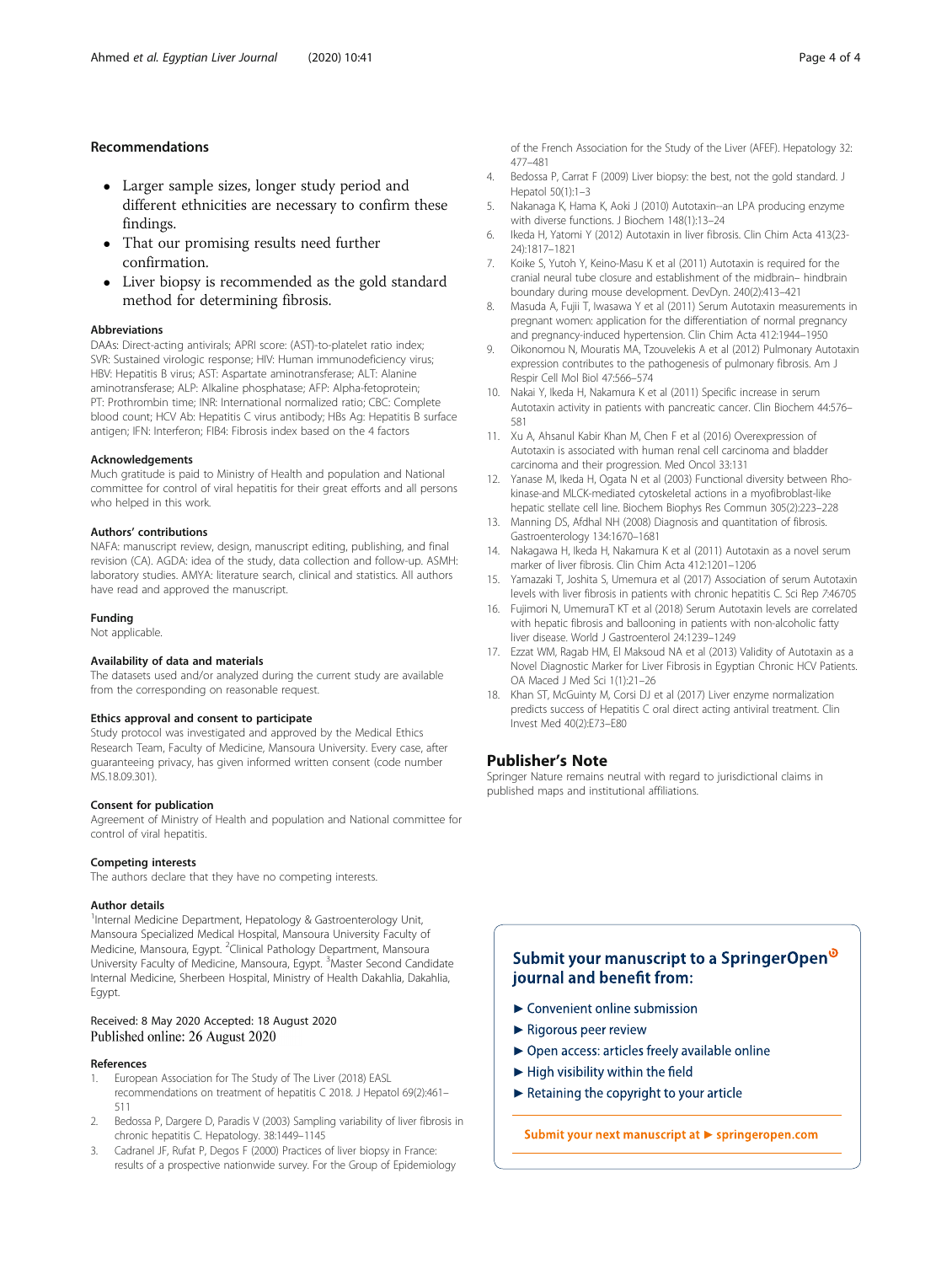## Recommendations

- Larger sample sizes, longer study period and different ethnicities are necessary to confirm these findings.
- That our promising results need further confirmation.
- Liver biopsy is recommended as the gold standard method for determining fibrosis.

### Abbreviations

DAAs: Direct-acting antivirals; APRI score: (AST)-to-platelet ratio index; SVR: Sustained virologic response; HIV: Human immunodeficiency virus; HBV: Hepatitis B virus; AST: Aspartate aminotransferase; ALT: Alanine aminotransferase; ALP: Alkaline phosphatase; AFP: Alpha-fetoprotein; PT: Prothrombin time; INR: International normalized ratio; CBC: Complete blood count; HCV Ab: Hepatitis C virus antibody; HBs Ag: Hepatitis B surface antigen; IFN: Interferon; FIB4: Fibrosis index based on the 4 factors

### Acknowledgements

Much gratitude is paid to Ministry of Health and population and National committee for control of viral hepatitis for their great efforts and all persons who helped in this work.

### Authors' contributions

NAFA: manuscript review, design, manuscript editing, publishing, and final revision (CA). AGDA: idea of the study, data collection and follow-up. ASMH: laboratory studies. AMYA: literature search, clinical and statistics. All authors have read and approved the manuscript.

### Funding

Not applicable.

### Availability of data and materials

The datasets used and/or analyzed during the current study are available from the corresponding on reasonable request.

### Ethics approval and consent to participate

Study protocol was investigated and approved by the Medical Ethics Research Team, Faculty of Medicine, Mansoura University. Every case, after guaranteeing privacy, has given informed written consent (code number MS.18.09.301).

### Consent for publication

Agreement of Ministry of Health and population and National committee for control of viral hepatitis.

### Competing interests

The authors declare that they have no competing interests.

### Author details

[1]Internal Medicine Department, Hepatology & Gastroenterology Unit, Mansoura Specialized Medical Hospital, Mansoura University Faculty of Medicine, Mansoura, Egypt. [2]Clinical Pathology Department, Mansoura University Faculty of Medicine, Mansoura, Egypt. [3]Master Second Candidate Internal Medicine, Sherbeen Hospital, Ministry of Health Dakahlia, Dakahlia, Egypt.

Received: 8 May 2020 Accepted: 18 August 2020
Published online: 26 August 2020

### References

1. European Association for The Study of The Liver (2018) EASL recommendations on treatment of hepatitis C 2018. J Hepatol 69(2):461–511
2. Bedossa P, Dargere D, Paradis V (2003) Sampling variability of liver fibrosis in chronic hepatitis C. Hepatology. 38:1449–1145
3. Cadranel JF, Rufat P, Degos F (2000) Practices of liver biopsy in France: results of a prospective nationwide survey. For the Group of Epidemiology of the French Association for the Study of the Liver (AFEF). Hepatology 32: 477–481
4. Bedossa P, Carrat F (2009) Liver biopsy: the best, not the gold standard. J Hepatol 50(1):1–3
5. Nakanaga K, Hama K, Aoki J (2010) Autotaxin--an LPA producing enzyme with diverse functions. J Biochem 148(1):13–24
6. Ikeda H, Yatomi Y (2012) Autotaxin in liver fibrosis. Clin Chim Acta 413(23-24):1817–1821
7. Koike S, Yutoh Y, Keino-Masu K et al (2011) Autotaxin is required for the cranial neural tube closure and establishment of the midbrain– hindbrain boundary during mouse development. DevDyn. 240(2):413–421
8. Masuda A, Fujii T, Iwasawa Y et al (2011) Serum Autotaxin measurements in pregnant women: application for the differentiation of normal pregnancy and pregnancy-induced hypertension. Clin Chim Acta 412:1944–1950
9. Oikonomou N, Mouratis MA, Tzouvelekis A et al (2012) Pulmonary Autotaxin expression contributes to the pathogenesis of pulmonary fibrosis. Am J Respir Cell Mol Biol 47:566–574
10. Nakai Y, Ikeda H, Nakamura K et al (2011) Specific increase in serum Autotaxin activity in patients with pancreatic cancer. Clin Biochem 44:576–581
11. Xu A, Ahsanul Kabir Khan M, Chen F et al (2016) Overexpression of Autotaxin is associated with human renal cell carcinoma and bladder carcinoma and their progression. Med Oncol 33:131
12. Yanase M, Ikeda H, Ogata N et al (2003) Functional diversity between Rho-kinase-and MLCK-mediated cytoskeletal actions in a myofibroblast-like hepatic stellate cell line. Biochem Biophys Res Commun 305(2):223–228
13. Manning DS, Afdhal NH (2008) Diagnosis and quantitation of fibrosis. Gastroenterology 134:1670–1681
14. Nakagawa H, Ikeda H, Nakamura K et al (2011) Autotaxin as a novel serum marker of liver fibrosis. Clin Chim Acta 412:1201–1206
15. Yamazaki T, Joshita S, Umemura et al (2017) Association of serum Autotaxin levels with liver fibrosis in patients with chronic hepatitis C. Sci Rep 7:46705
16. Fujimori N, UmemuraT KT et al (2018) Serum Autotaxin levels are correlated with hepatic fibrosis and ballooning in patients with non-alcoholic fatty liver disease. World J Gastroenterol 24:1239–1249
17. Ezzat WM, Ragab HM, El Maksoud NA et al (2013) Validity of Autotaxin as a Novel Diagnostic Marker for Liver Fibrosis in Egyptian Chronic HCV Patients. OA Maced J Med Sci 1(1):21–26
18. Khan ST, McGuinty M, Corsi DJ et al (2017) Liver enzyme normalization predicts success of Hepatitis C oral direct acting antiviral treatment. Clin Invest Med 40(2):E73–E80

## Publisher's Note

Springer Nature remains neutral with regard to jurisdictional claims in published maps and institutional affiliations.